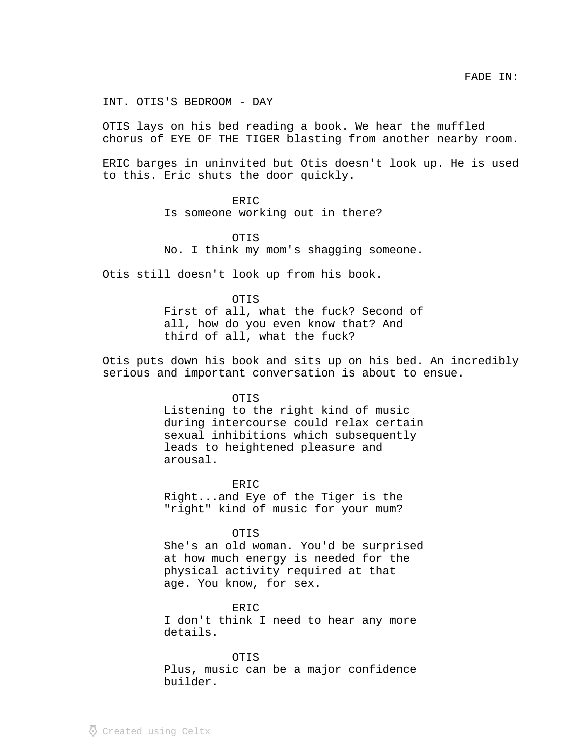FADE IN:

INT. OTIS'S BEDROOM - DAY

OTIS lays on his bed reading a book. We hear the muffled chorus of EYE OF THE TIGER blasting from another nearby room.

ERIC barges in uninvited but Otis doesn't look up. He is used to this. Eric shuts the door quickly.

ERIC
Is someone working out in there?

OTIS
No. I think my mom's shagging someone.

Otis still doesn't look up from his book.

OTIS
First of all, what the fuck? Second of all, how do you even know that? And third of all, what the fuck?

Otis puts down his book and sits up on his bed. An incredibly serious and important conversation is about to ensue.

OTIS
Listening to the right kind of music during intercourse could relax certain sexual inhibitions which subsequently leads to heightened pleasure and arousal.

ERIC
Right...and Eye of the Tiger is the "right" kind of music for your mum?

OTIS
She's an old woman. You'd be surprised at how much energy is needed for the physical activity required at that age. You know, for sex.

ERIC
I don't think I need to hear any more details.

OTIS
Plus, music can be a major confidence builder.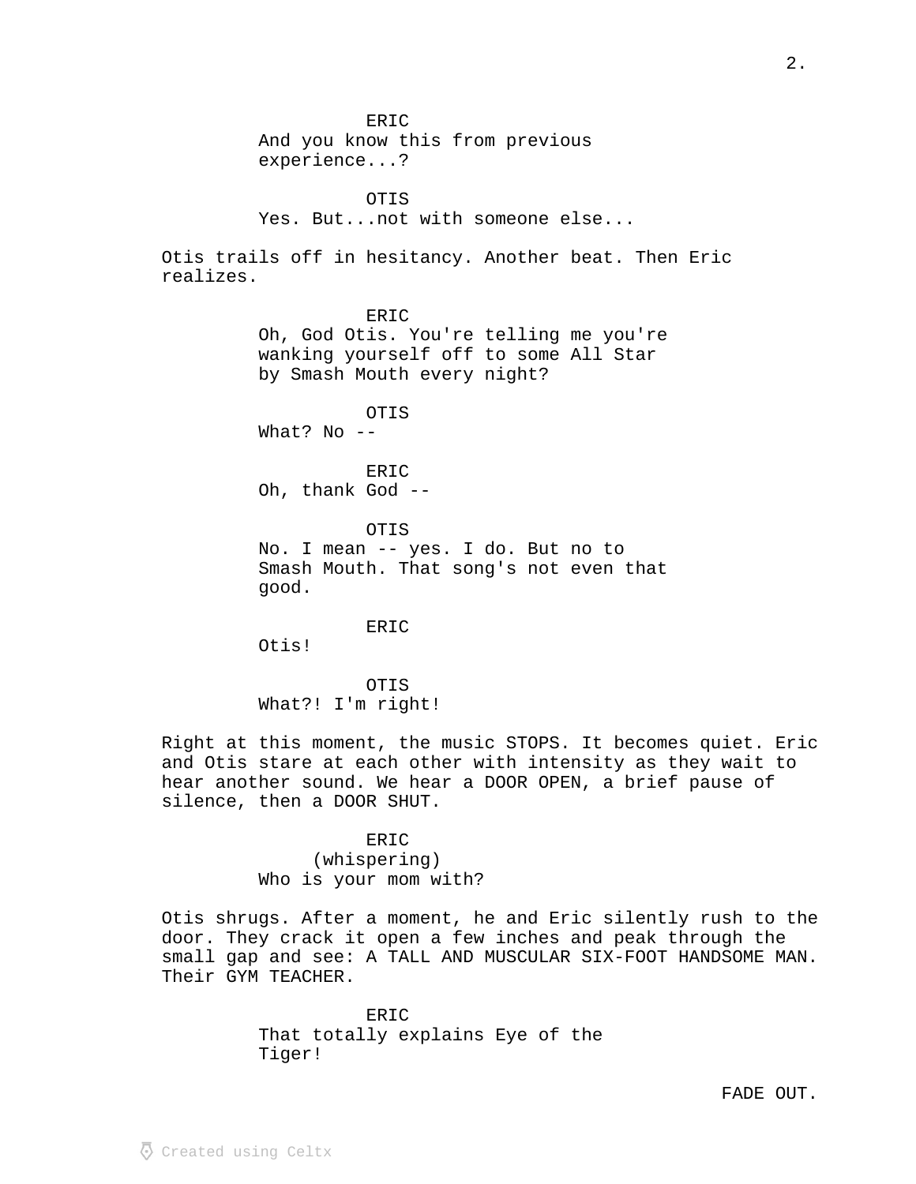ERIC
And you know this from previous experience...?

OTIS
Yes. But...not with someone else...

Otis trails off in hesitancy. Another beat. Then Eric realizes.

ERIC
Oh, God Otis. You're telling me you're wanking yourself off to some All Star by Smash Mouth every night?

OTIS
What? No --

ERIC
Oh, thank God --

OTIS
No. I mean -- yes. I do. But no to Smash Mouth. That song's not even that good.

ERIC
Otis!

OTIS
What?! I'm right!

Right at this moment, the music STOPS. It becomes quiet. Eric and Otis stare at each other with intensity as they wait to hear another sound. We hear a DOOR OPEN, a brief pause of silence, then a DOOR SHUT.

ERIC
(whispering)
Who is your mom with?

Otis shrugs. After a moment, he and Eric silently rush to the door. They crack it open a few inches and peak through the small gap and see: A TALL AND MUSCULAR SIX-FOOT HANDSOME MAN. Their GYM TEACHER.

ERIC
That totally explains Eye of the Tiger!

FADE OUT.